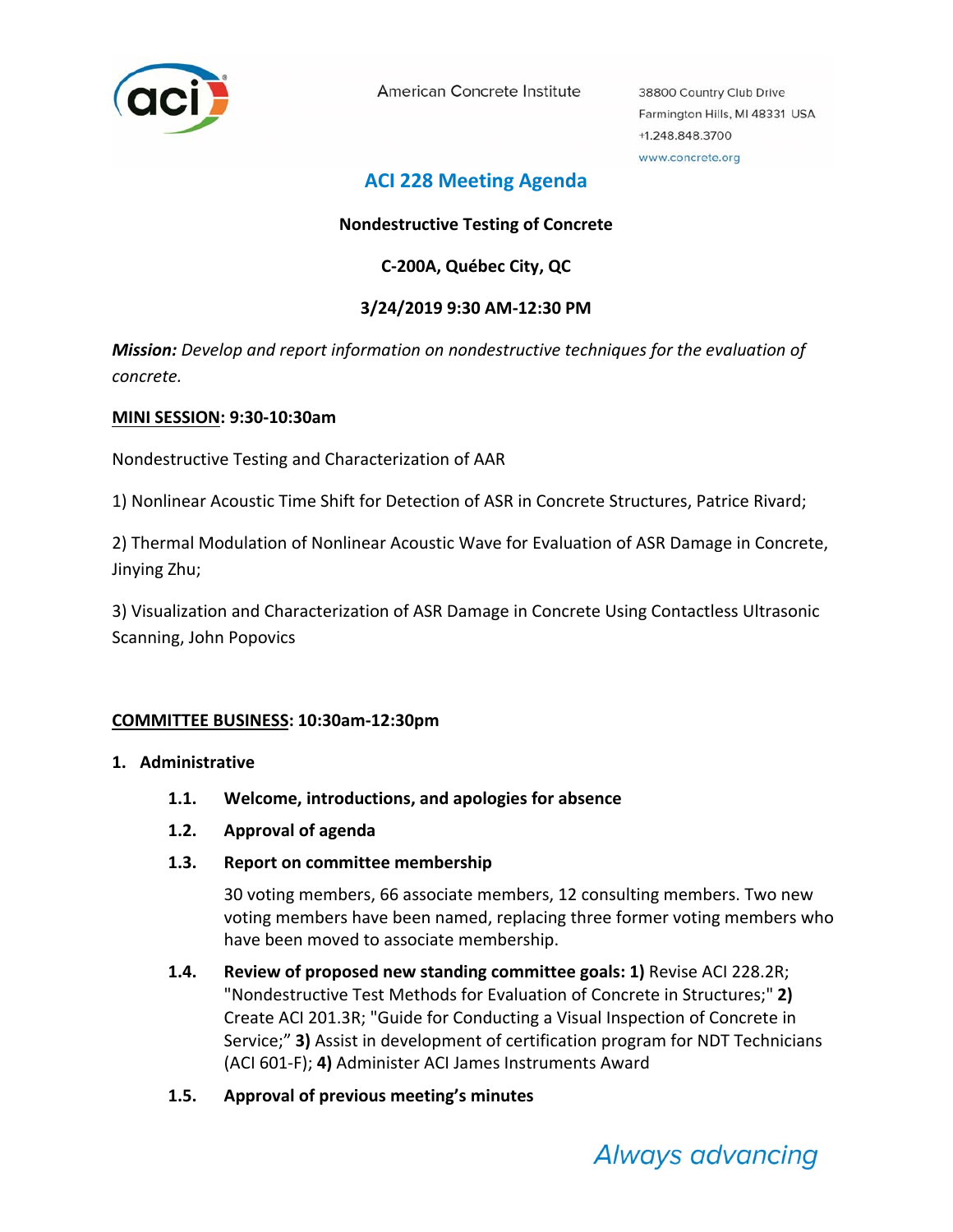American Concrete Institute

38800 Country Club Drive
Farmington Hills, MI 48331 USA
+1.248.848.3700
www.concrete.org

# ACI 228 Meeting Agenda

**Nondestructive Testing of Concrete**

**C-200A, Québec City, QC**

**3/24/2019 9:30 AM-12:30 PM**

***Mission:*** *Develop and report information on nondestructive techniques for the evaluation of concrete.*

**MINI SESSION: 9:30-10:30am**

Nondestructive Testing and Characterization of AAR

1) Nonlinear Acoustic Time Shift for Detection of ASR in Concrete Structures, Patrice Rivard;

2) Thermal Modulation of Nonlinear Acoustic Wave for Evaluation of ASR Damage in Concrete, Jinying Zhu;

3) Visualization and Characterization of ASR Damage in Concrete Using Contactless Ultrasonic Scanning, John Popovics

**COMMITTEE BUSINESS: 10:30am-12:30pm**

1. **Administrative**
   - **1.1. Welcome, introductions, and apologies for absence**
   - **1.2. Approval of agenda**
   - **1.3. Report on committee membership**

     30 voting members, 66 associate members, 12 consulting members. Two new voting members have been named, replacing three former voting members who have been moved to associate membership.
   - **1.4. Review of proposed new standing committee goals: 1)** Revise ACI 228.2R; "Nondestructive Test Methods for Evaluation of Concrete in Structures;" **2)** Create ACI 201.3R; "Guide for Conducting a Visual Inspection of Concrete in Service;" **3)** Assist in development of certification program for NDT Technicians (ACI 601-F); **4)** Administer ACI James Instruments Award
   - **1.5. Approval of previous meeting's minutes**

*Always advancing*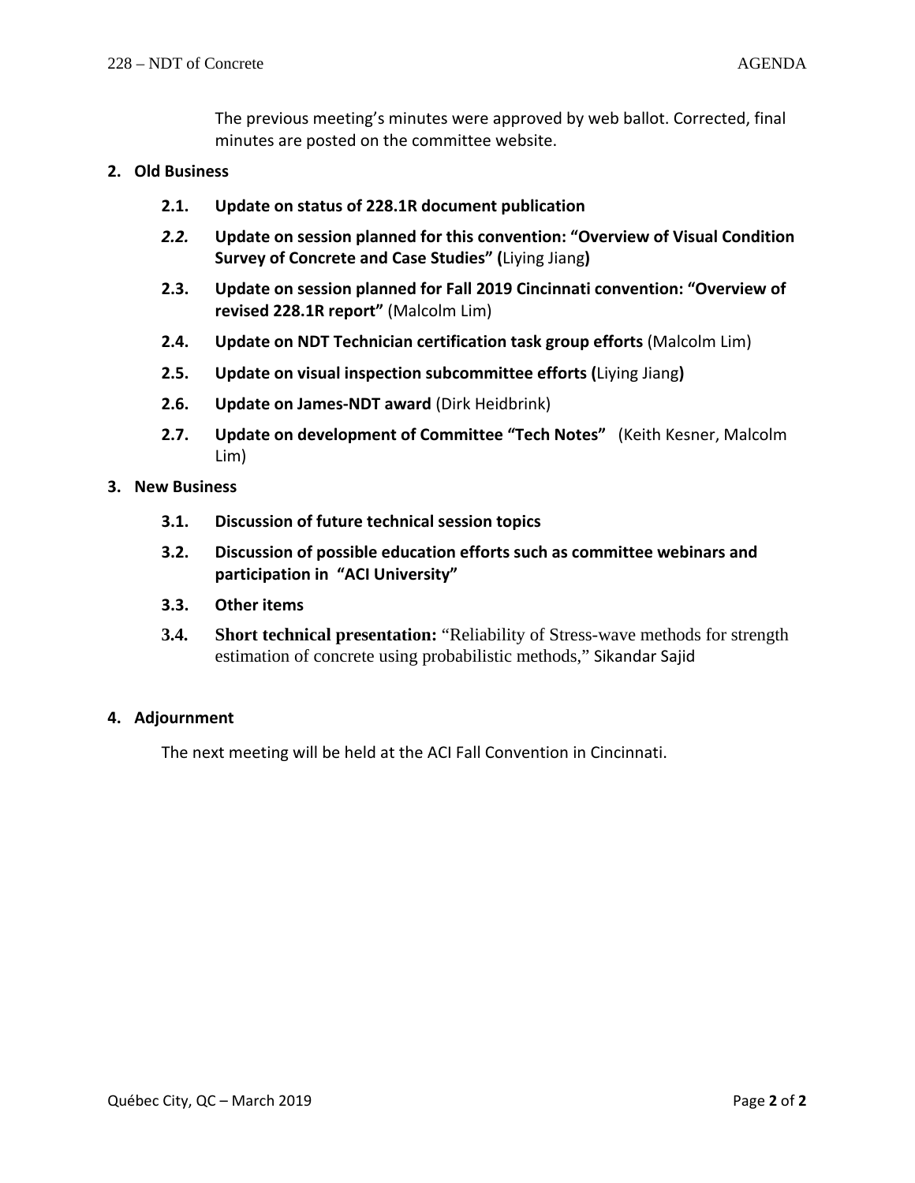The previous meeting's minutes were approved by web ballot. Corrected, final minutes are posted on the committee website.

**2. Old Business**

- **2.1. Update on status of 228.1R document publication**
- ***2.2.* Update on session planned for this convention: "Overview of Visual Condition Survey of Concrete and Case Studies" (**Liying Jiang**)**
- **2.3. Update on session planned for Fall 2019 Cincinnati convention: "Overview of revised 228.1R report"** (Malcolm Lim)
- **2.4. Update on NDT Technician certification task group efforts** (Malcolm Lim)
- **2.5. Update on visual inspection subcommittee efforts (**Liying Jiang**)**
- **2.6. Update on James-NDT award** (Dirk Heidbrink)
- **2.7. Update on development of Committee "Tech Notes"** (Keith Kesner, Malcolm Lim)

**3. New Business**

- **3.1. Discussion of future technical session topics**
- **3.2. Discussion of possible education efforts such as committee webinars and participation in "ACI University"**
- **3.3. Other items**
- **3.4. Short technical presentation:** "Reliability of Stress-wave methods for strength estimation of concrete using probabilistic methods," Sikandar Sajid

**4. Adjournment**

The next meeting will be held at the ACI Fall Convention in Cincinnati.